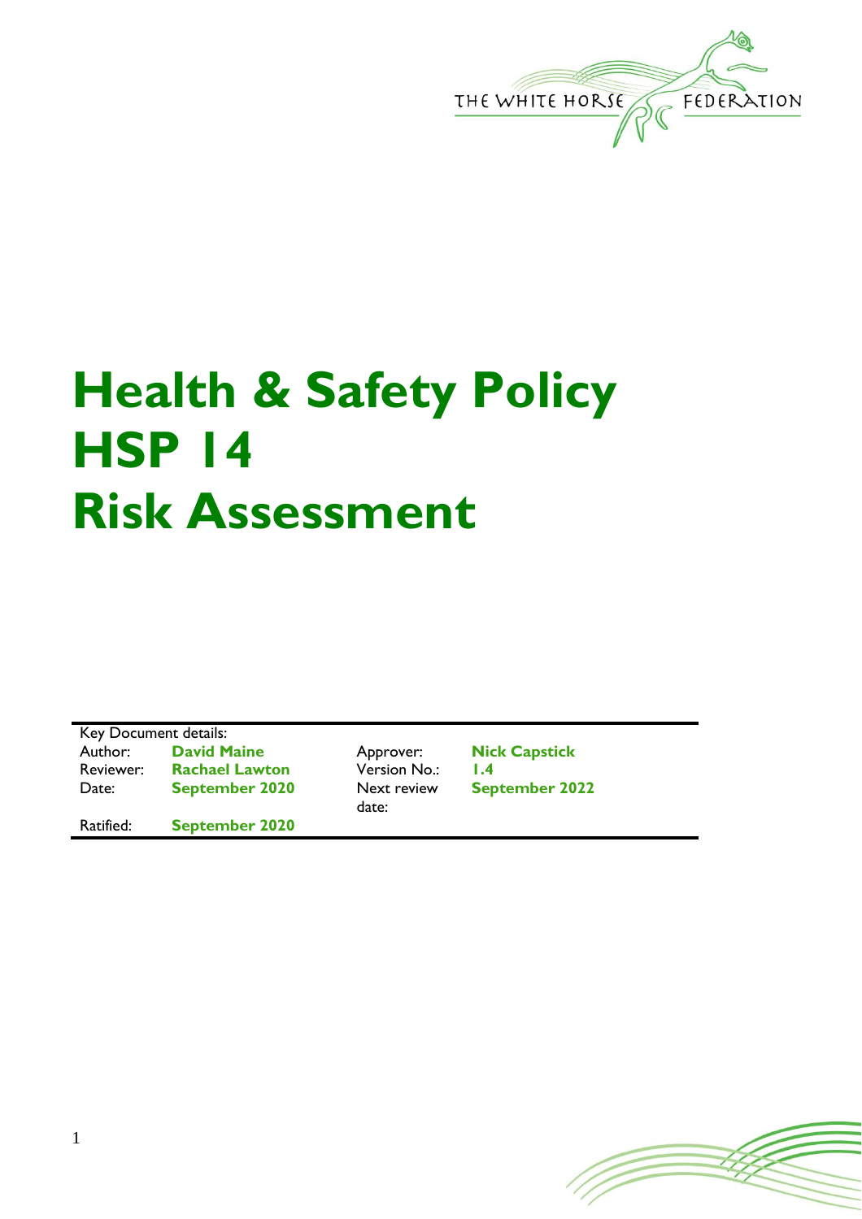THE WHITE HORSE FEDERATION

# Health & Safety Policy HSP 14 Risk Assessment

| Key Document details: | | | |
|---|---|---|---|
| Author: | **David Maine** | Approver: | **Nick Capstick** |
| Reviewer: | **Rachael Lawton** | Version No.: | **1.4** |
| Date: | **September 2020** | Next review date: | **September 2022** |
| Ratified: | **September 2020** | | |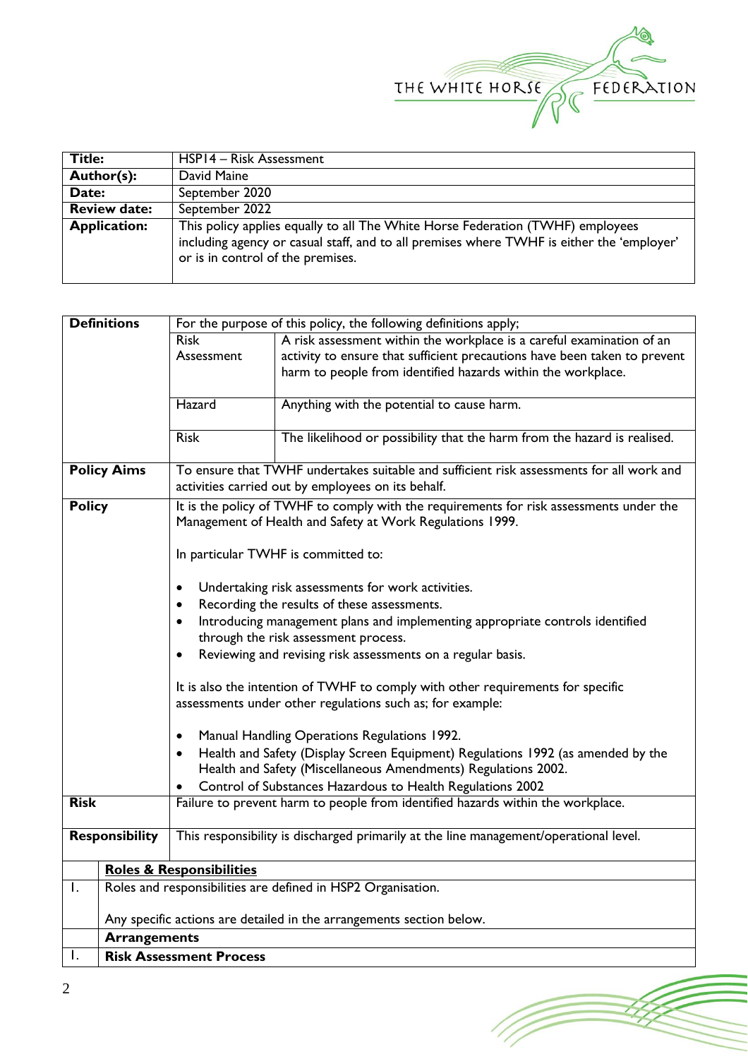| | |
|---|---|
| **Title:** | HSP14 – Risk Assessment |
| **Author(s):** | David Maine |
| **Date:** | September 2020 |
| **Review date:** | September 2022 |
| **Application:** | This policy applies equally to all The White Horse Federation (TWHF) employees including agency or casual staff, and to all premises where TWHF is either the 'employer' or is in control of the premises. |

| | | |
|---|---|---|
| **Definitions** | For the purpose of this policy, the following definitions apply; | |
| | Risk Assessment | A risk assessment within the workplace is a careful examination of an activity to ensure that sufficient precautions have been taken to prevent harm to people from identified hazards within the workplace. |
| | Hazard | Anything with the potential to cause harm. |
| | Risk | The likelihood or possibility that the harm from the hazard is realised. |
| **Policy Aims** | To ensure that TWHF undertakes suitable and sufficient risk assessments for all work and activities carried out by employees on its behalf. | |
| **Policy** | It is the policy of TWHF to comply with the requirements for risk assessments under the Management of Health and Safety at Work Regulations 1999.<br><br>In particular TWHF is committed to:<br><br>• Undertaking risk assessments for work activities.<br>• Recording the results of these assessments.<br>• Introducing management plans and implementing appropriate controls identified through the risk assessment process.<br>• Reviewing and revising risk assessments on a regular basis.<br><br>It is also the intention of TWHF to comply with other requirements for specific assessments under other regulations such as; for example:<br><br>• Manual Handling Operations Regulations 1992.<br>• Health and Safety (Display Screen Equipment) Regulations 1992 (as amended by the Health and Safety (Miscellaneous Amendments) Regulations 2002.<br>• Control of Substances Hazardous to Health Regulations 2002 | |
| **Risk** | Failure to prevent harm to people from identified hazards within the workplace. | |
| **Responsibility** | This responsibility is discharged primarily at the line management/operational level. | |

| | |
|---|---|
| | **Roles & Responsibilities** |
| 1. | Roles and responsibilities are defined in HSP2 Organisation.<br><br>Any specific actions are detailed in the arrangements section below. |
| | **Arrangements** |
| 1. | **Risk Assessment Process** |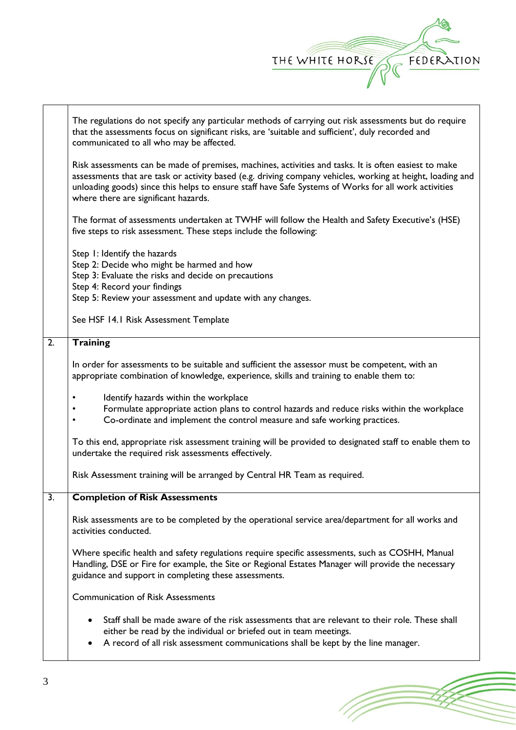The regulations do not specify any particular methods of carrying out risk assessments but do require that the assessments focus on significant risks, are 'suitable and sufficient', duly recorded and communicated to all who may be affected.

Risk assessments can be made of premises, machines, activities and tasks. It is often easiest to make assessments that are task or activity based (e.g. driving company vehicles, working at height, loading and unloading goods) since this helps to ensure staff have Safe Systems of Works for all work activities where there are significant hazards.

The format of assessments undertaken at TWHF will follow the Health and Safety Executive's (HSE) five steps to risk assessment. These steps include the following:

Step 1: Identify the hazards
Step 2: Decide who might be harmed and how
Step 3: Evaluate the risks and decide on precautions
Step 4: Record your findings
Step 5: Review your assessment and update with any changes.

See HSF 14.1 Risk Assessment Template

## 2. Training

In order for assessments to be suitable and sufficient the assessor must be competent, with an appropriate combination of knowledge, experience, skills and training to enable them to:

- Identify hazards within the workplace
- Formulate appropriate action plans to control hazards and reduce risks within the workplace
- Co-ordinate and implement the control measure and safe working practices.

To this end, appropriate risk assessment training will be provided to designated staff to enable them to undertake the required risk assessments effectively.

Risk Assessment training will be arranged by Central HR Team as required.

## 3. Completion of Risk Assessments

Risk assessments are to be completed by the operational service area/department for all works and activities conducted.

Where specific health and safety regulations require specific assessments, such as COSHH, Manual Handling, DSE or Fire for example, the Site or Regional Estates Manager will provide the necessary guidance and support in completing these assessments.

Communication of Risk Assessments

- Staff shall be made aware of the risk assessments that are relevant to their role. These shall either be read by the individual or briefed out in team meetings.
- A record of all risk assessment communications shall be kept by the line manager.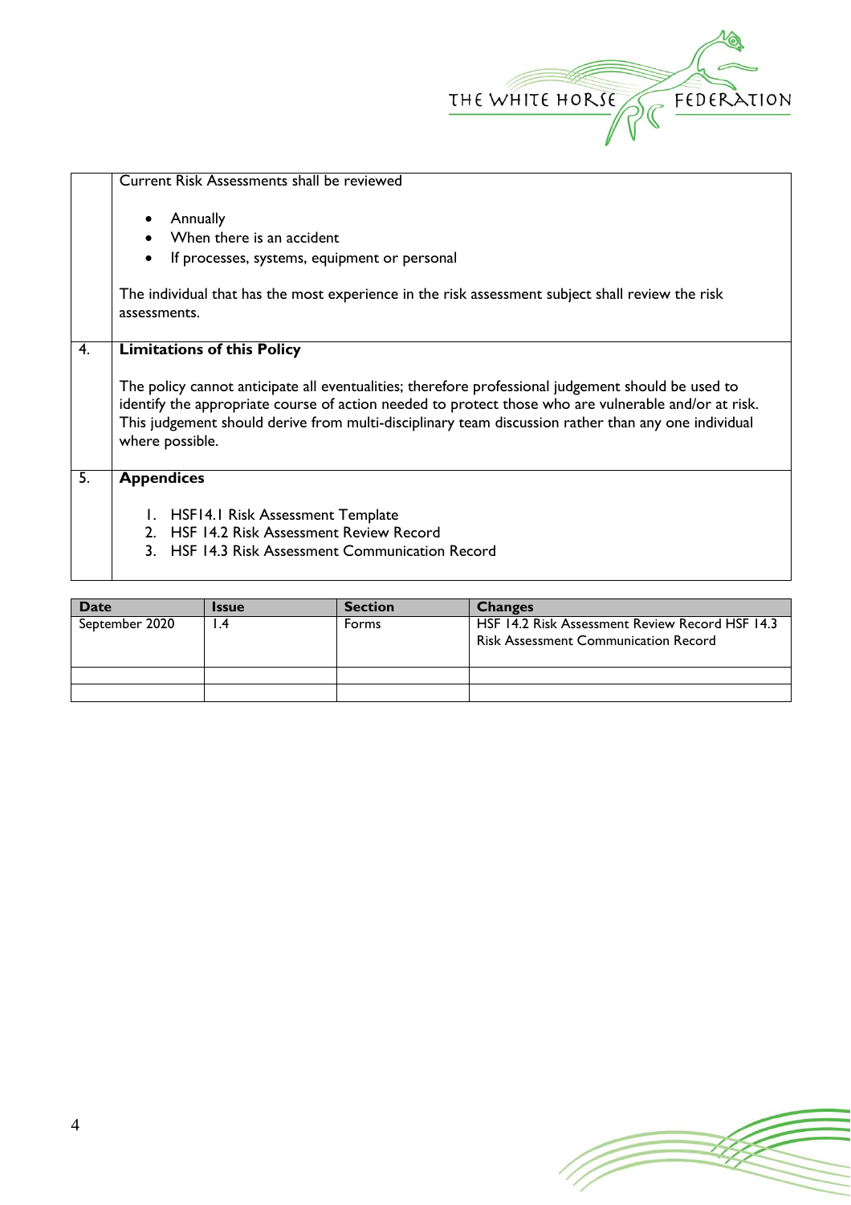Current Risk Assessments shall be reviewed

- Annually
- When there is an accident
- If processes, systems, equipment or personal

The individual that has the most experience in the risk assessment subject shall review the risk assessments.

## 4. Limitations of this Policy

The policy cannot anticipate all eventualities; therefore professional judgement should be used to identify the appropriate course of action needed to protect those who are vulnerable and/or at risk. This judgement should derive from multi-disciplinary team discussion rather than any one individual where possible.

## 5. Appendices

1. HSF14.1 Risk Assessment Template
2. HSF 14.2 Risk Assessment Review Record
3. HSF 14.3 Risk Assessment Communication Record

| Date | Issue | Section | Changes |
|---|---|---|---|
| September 2020 | 1.4 | Forms | HSF 14.2 Risk Assessment Review Record HSF 14.3 Risk Assessment Communication Record |
| | | | |
| | | | |